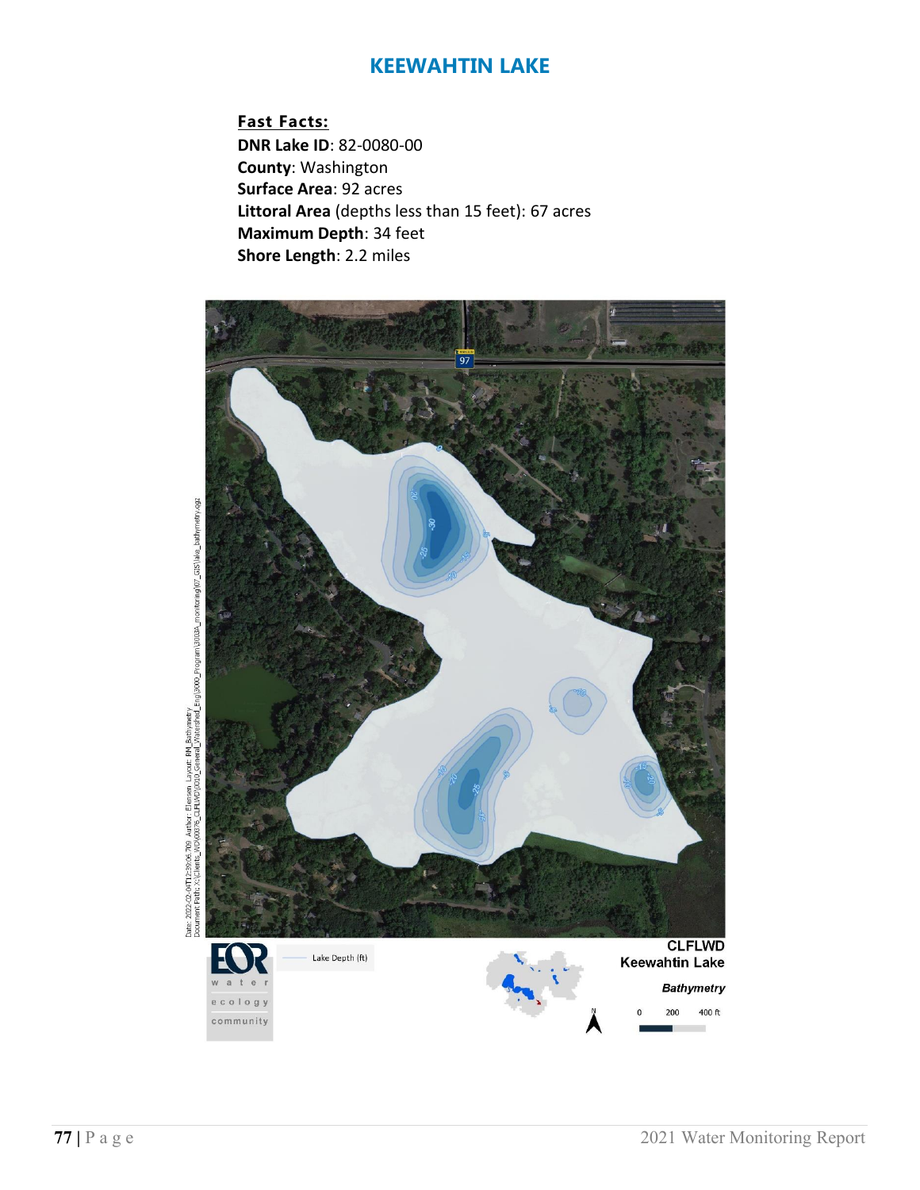# KEEWAHTIN LAKE

**Fast Facts:**

**DNR Lake ID**: 82-0080-00
**County**: Washington
**Surface Area**: 92 acres
**Littoral Area** (depths less than 15 feet): 67 acres
**Maximum Depth**: 34 feet
**Shore Length**: 2.2 miles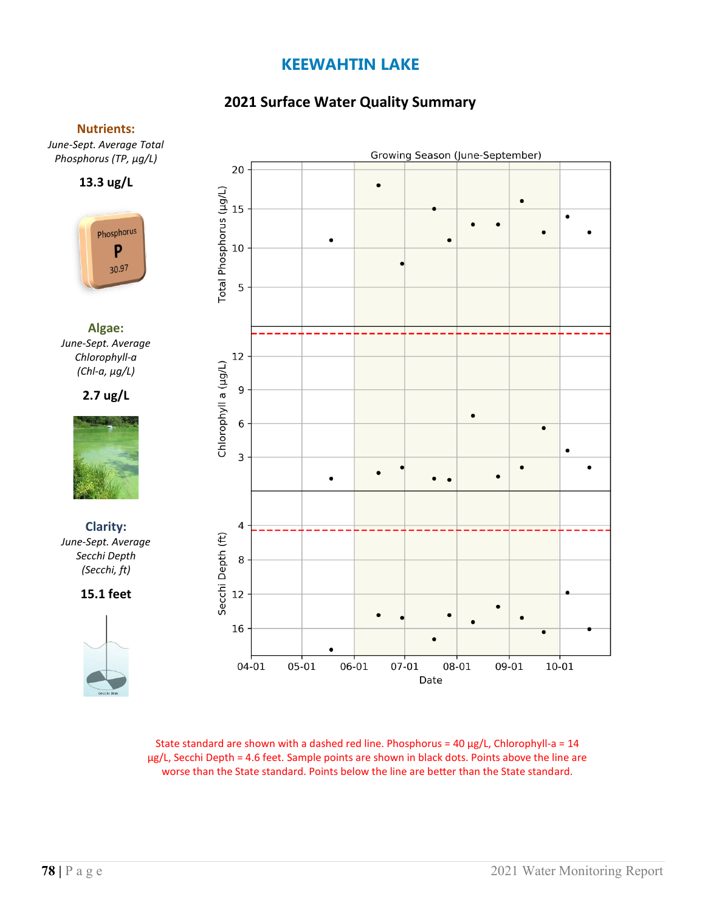# KEEWAHTIN LAKE

## 2021 Surface Water Quality Summary

**Nutrients:**

*June-Sept. Average Total Phosphorus (TP, µg/L)*

**13.3 ug/L**

**Algae:**

*June-Sept. Average Chlorophyll-a (Chl-a, µg/L)*

**2.7 ug/L**

**Clarity:**

*June-Sept. Average Secchi Depth (Secchi, ft)*

**15.1 feet**

State standard are shown with a dashed red line. Phosphorus = 40 µg/L, Chlorophyll-a = 14 µg/L, Secchi Depth = 4.6 feet. Sample points are shown in black dots. Points above the line are worse than the State standard. Points below the line are better than the State standard.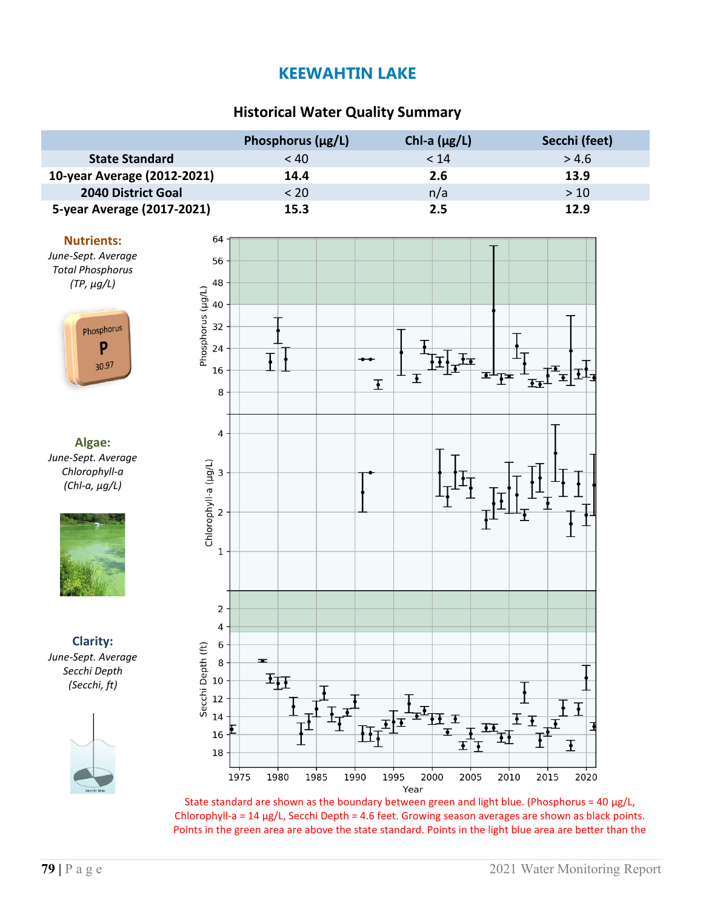# KEEWAHTIN LAKE

## Historical Water Quality Summary

| | Phosphorus (µg/L) | Chl-a (µg/L) | Secchi (feet) |
|---|---|---|---|
| **State Standard** | < 40 | < 14 | > 4.6 |
| **10-year Average (2012-2021)** | **14.4** | **2.6** | **13.9** |
| **2040 District Goal** | < 20 | n/a | > 10 |
| **5-year Average (2017-2021)** | **15.3** | **2.5** | **12.9** |

**Nutrients:**
*June-Sept. Average Total Phosphorus (TP, µg/L)*

**Algae:**
*June-Sept. Average Chlorophyll-a (Chl-a, µg/L)*

**Clarity:**
*June-Sept. Average Secchi Depth (Secchi, ft)*

State standard are shown as the boundary between green and light blue. (Phosphorus = 40 µg/L, Chlorophyll-a = 14 µg/L, Secchi Depth = 4.6 feet. Growing season averages are shown as black points. Points in the green area are above the state standard. Points in the light blue area are better than the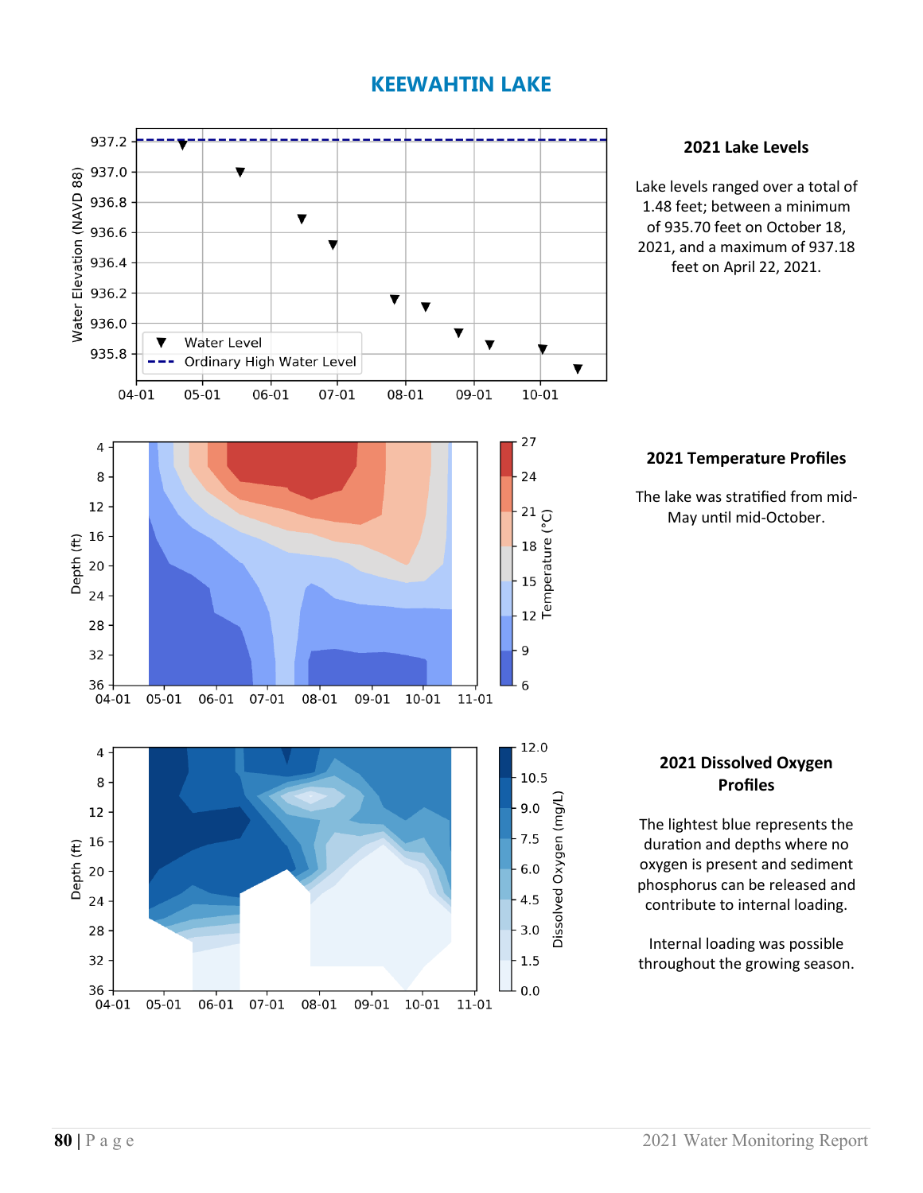# KEEWAHTIN LAKE

937.2
937.0
936.8
936.6
936.4
936.2
936.0
935.8
Water Elevation (NAVD 88)
04-01 05-01 06-01 07-01 08-01 09-01 10-01
Water Level
Ordinary High Water Level

## 2021 Lake Levels

Lake levels ranged over a total of 1.48 feet; between a minimum of 935.70 feet on October 18, 2021, and a maximum of 937.18 feet on April 22, 2021.

4
8
12
16
20
24
28
32
36
Depth (ft)
04-01 05-01 06-01 07-01 08-01 09-01 10-01 11-01
Temperature (°C)
27
24
21
18
15
12
9
6

## 2021 Temperature Profiles

The lake was stratified from mid-May until mid-October.

4
8
12
16
20
24
28
32
36
Depth (ft)
04-01 05-01 06-01 07-01 08-01 09-01 10-01 11-01
Dissolved Oxygen (mg/L)
12.0
10.5
9.0
7.5
6.0
4.5
3.0
1.5
0.0

## 2021 Dissolved Oxygen Profiles

The lightest blue represents the duration and depths where no oxygen is present and sediment phosphorus can be released and contribute to internal loading.

Internal loading was possible throughout the growing season.